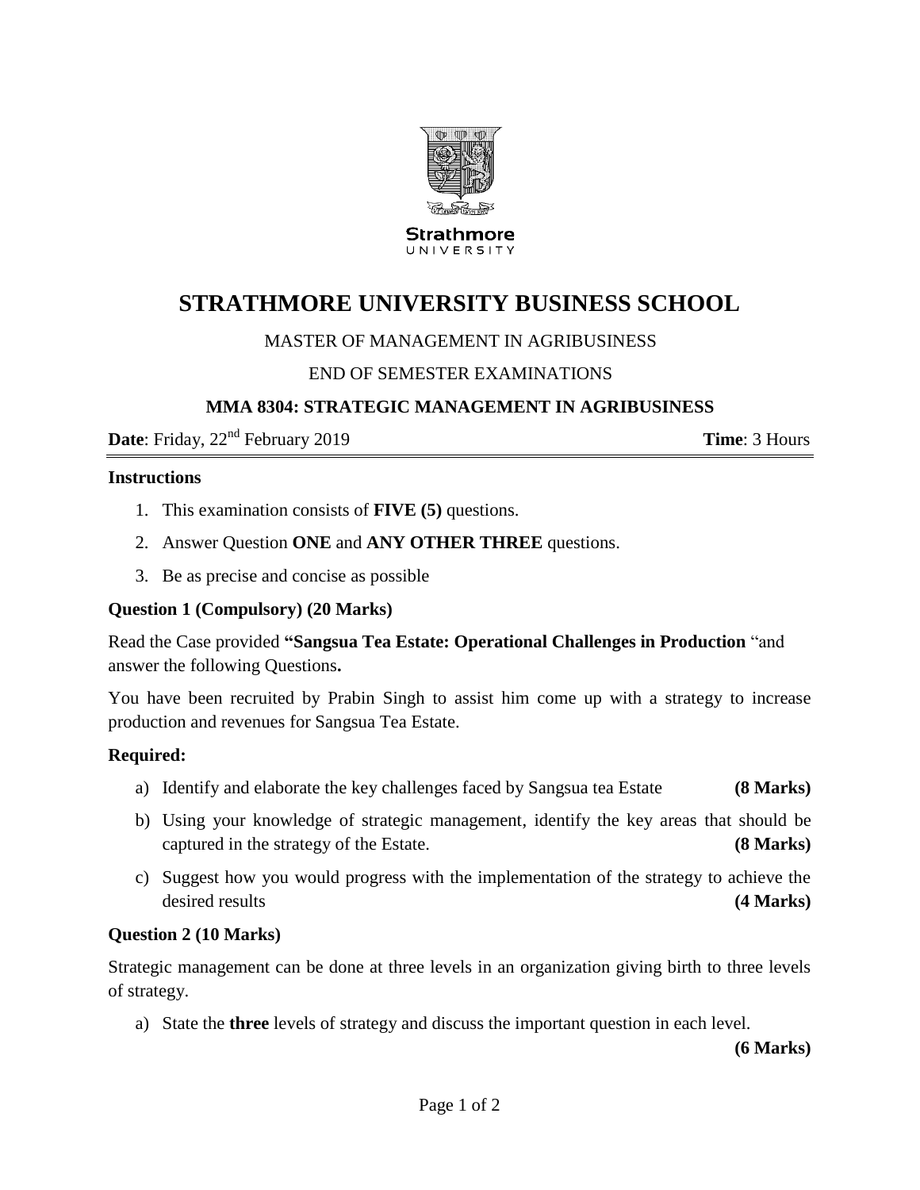Strathmore
UNIVERSITY

# STRATHMORE UNIVERSITY BUSINESS SCHOOL

MASTER OF MANAGEMENT IN AGRIBUSINESS

END OF SEMESTER EXAMINATIONS

**MMA 8304: STRATEGIC MANAGEMENT IN AGRIBUSINESS**

**Date**: Friday, 22nd February 2019 **Time**: 3 Hours

**Instructions**

1. This examination consists of **FIVE (5)** questions.
2. Answer Question **ONE** and **ANY OTHER THREE** questions.
3. Be as precise and concise as possible

**Question 1 (Compulsory) (20 Marks)**

Read the Case provided **"Sangsua Tea Estate: Operational Challenges in Production** "and answer the following Questions**.**

You have been recruited by Prabin Singh to assist him come up with a strategy to increase production and revenues for Sangsua Tea Estate.

**Required:**

a) Identify and elaborate the key challenges faced by Sangsua tea Estate **(8 Marks)**

b) Using your knowledge of strategic management, identify the key areas that should be captured in the strategy of the Estate. **(8 Marks)**

c) Suggest how you would progress with the implementation of the strategy to achieve the desired results **(4 Marks)**

**Question 2 (10 Marks)**

Strategic management can be done at three levels in an organization giving birth to three levels of strategy.

a) State the **three** levels of strategy and discuss the important question in each level. **(6 Marks)**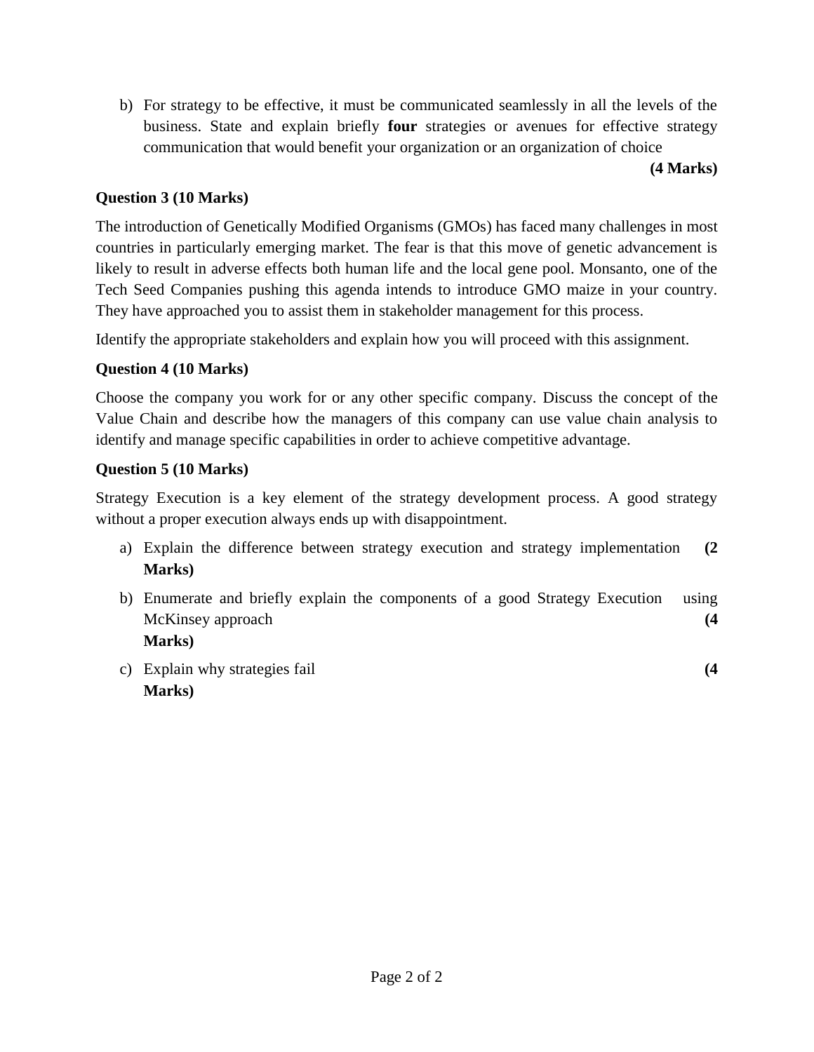b) For strategy to be effective, it must be communicated seamlessly in all the levels of the business. State and explain briefly **four** strategies or avenues for effective strategy communication that would benefit your organization or an organization of choice **(4 Marks)**

**Question 3 (10 Marks)**

The introduction of Genetically Modified Organisms (GMOs) has faced many challenges in most countries in particularly emerging market. The fear is that this move of genetic advancement is likely to result in adverse effects both human life and the local gene pool. Monsanto, one of the Tech Seed Companies pushing this agenda intends to introduce GMO maize in your country. They have approached you to assist them in stakeholder management for this process.

Identify the appropriate stakeholders and explain how you will proceed with this assignment.

**Question 4 (10 Marks)**

Choose the company you work for or any other specific company. Discuss the concept of the Value Chain and describe how the managers of this company can use value chain analysis to identify and manage specific capabilities in order to achieve competitive advantage.

**Question 5 (10 Marks)**

Strategy Execution is a key element of the strategy development process. A good strategy without a proper execution always ends up with disappointment.

a) Explain the difference between strategy execution and strategy implementation **(2 Marks)**

b) Enumerate and briefly explain the components of a good Strategy Execution using McKinsey approach **(4 Marks)**

c) Explain why strategies fail **(4 Marks)**